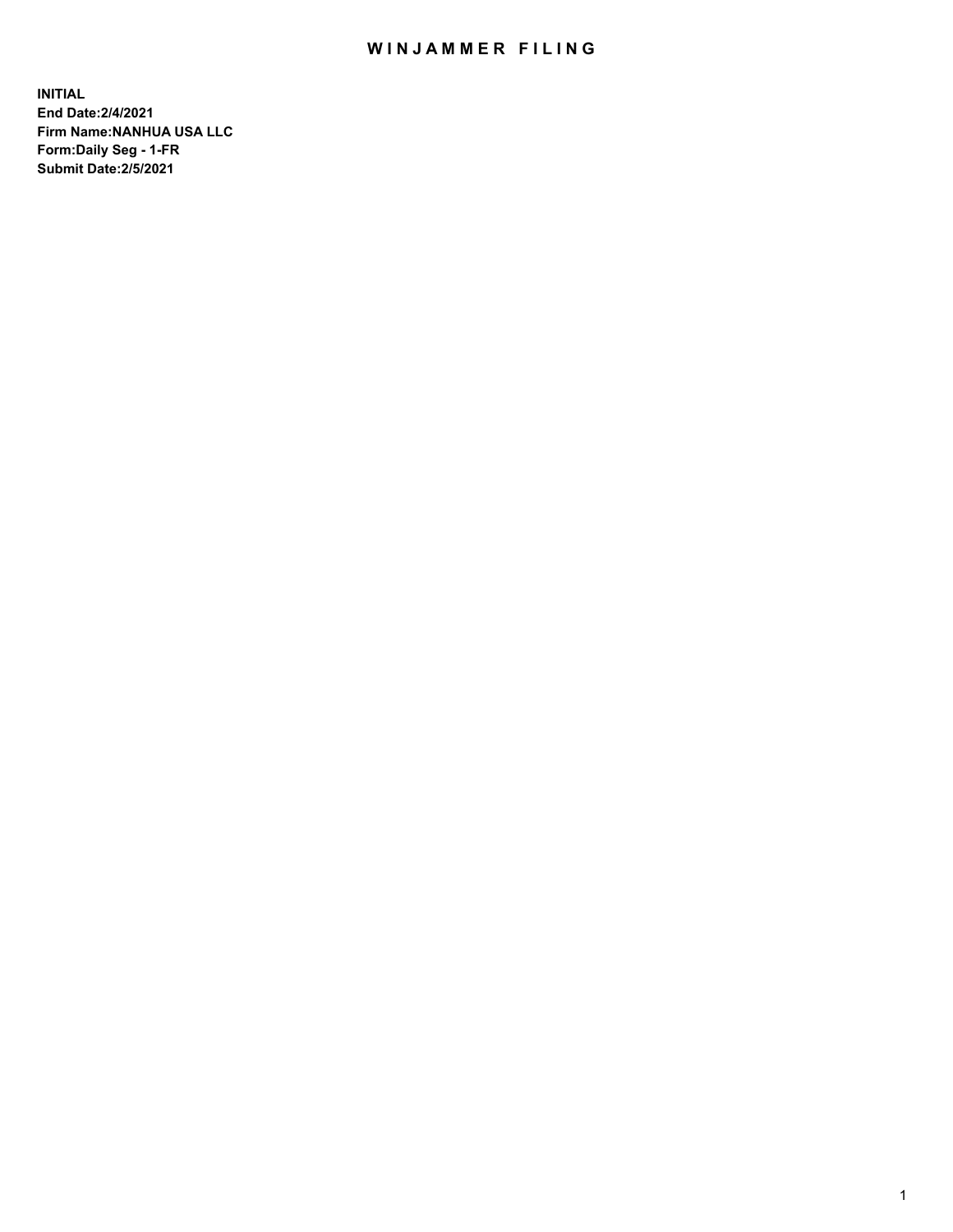# WINJAMMER FILING

**INITIAL**
**End Date:2/4/2021**
**Firm Name:NANHUA USA LLC**
**Form:Daily Seg - 1-FR**
**Submit Date:2/5/2021**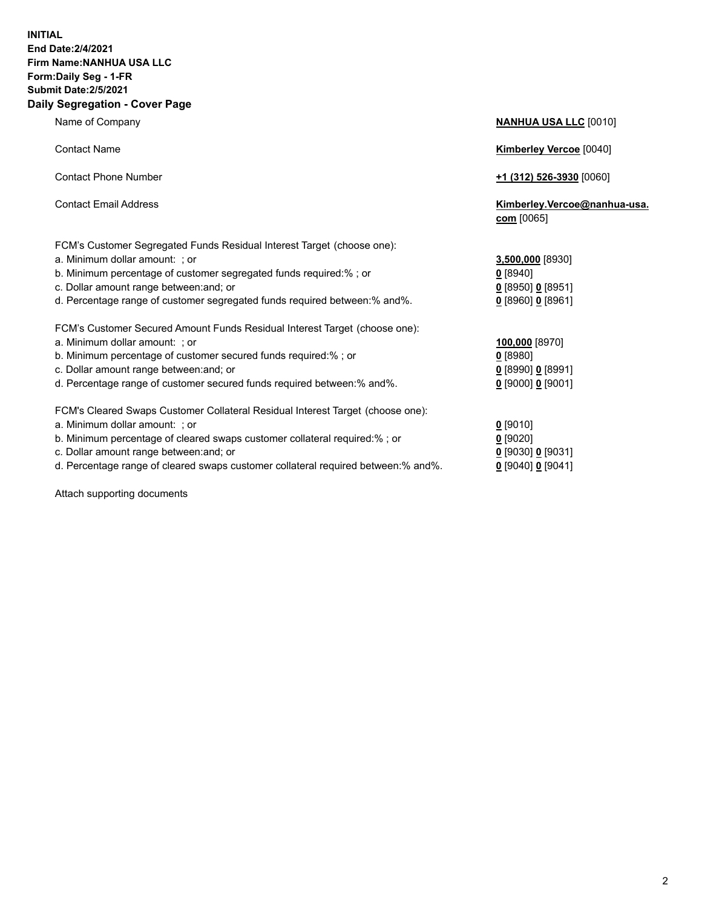**INITIAL**
**End Date:2/4/2021**
**Firm Name:NANHUA USA LLC**
**Form:Daily Seg - 1-FR**
**Submit Date:2/5/2021**

## Daily Segregation - Cover Page

| | |
|---|---|
| Name of Company | **NANHUA USA LLC** [0010] |
| Contact Name | **Kimberley Vercoe** [0040] |
| Contact Phone Number | **+1 (312) 526-3930** [0060] |
| Contact Email Address | **Kimberley.Vercoe@nanhua-usa.com** [0065] |

FCM's Customer Segregated Funds Residual Interest Target (choose one):

| | |
|---|---|
| a. Minimum dollar amount: ; or | **3,500,000** [8930] |
| b. Minimum percentage of customer segregated funds required:% ; or | **0** [8940] |
| c. Dollar amount range between:and; or | **0** [8950] **0** [8951] |
| d. Percentage range of customer segregated funds required between:% and%. | **0** [8960] **0** [8961] |

FCM's Customer Secured Amount Funds Residual Interest Target (choose one):

| | |
|---|---|
| a. Minimum dollar amount: ; or | **100,000** [8970] |
| b. Minimum percentage of customer secured funds required:% ; or | **0** [8980] |
| c. Dollar amount range between:and; or | **0** [8990] **0** [8991] |
| d. Percentage range of customer secured funds required between:% and%. | **0** [9000] **0** [9001] |

FCM's Cleared Swaps Customer Collateral Residual Interest Target (choose one):

| | |
|---|---|
| a. Minimum dollar amount: ; or | **0** [9010] |
| b. Minimum percentage of cleared swaps customer collateral required:% ; or | **0** [9020] |
| c. Dollar amount range between:and; or | **0** [9030] **0** [9031] |
| d. Percentage range of cleared swaps customer collateral required between:% and%. | **0** [9040] **0** [9041] |

Attach supporting documents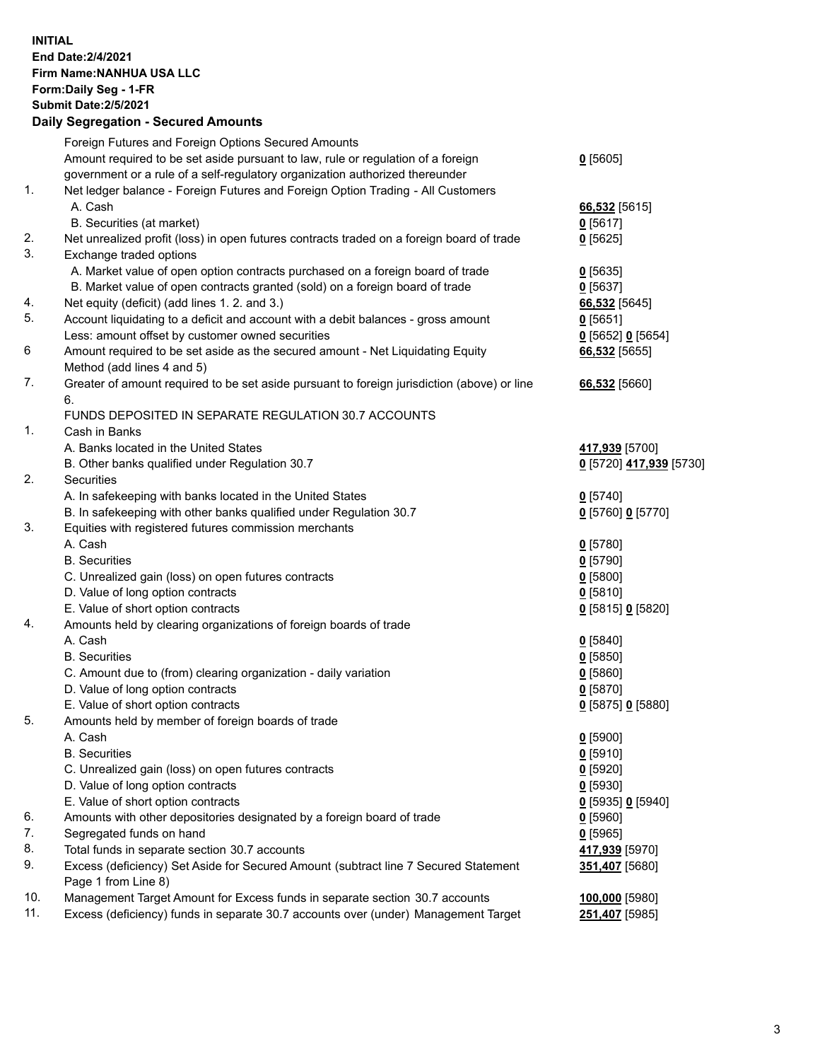**INITIAL**
**End Date:2/4/2021**
**Firm Name:NANHUA USA LLC**
**Form:Daily Seg - 1-FR**
**Submit Date:2/5/2021**

## Daily Segregation - Secured Amounts

| | | |
|---|---|---|
| | Foreign Futures and Foreign Options Secured Amounts | |
| | Amount required to be set aside pursuant to law, rule or regulation of a foreign government or a rule of a self-regulatory organization authorized thereunder | **0** [5605] |
| 1. | Net ledger balance - Foreign Futures and Foreign Option Trading - All Customers | |
| | A. Cash | **66,532** [5615] |
| | B. Securities (at market) | **0** [5617] |
| 2. | Net unrealized profit (loss) in open futures contracts traded on a foreign board of trade | **0** [5625] |
| 3. | Exchange traded options | |
| | A. Market value of open option contracts purchased on a foreign board of trade | **0** [5635] |
| | B. Market value of open contracts granted (sold) on a foreign board of trade | **0** [5637] |
| 4. | Net equity (deficit) (add lines 1. 2. and 3.) | **66,532** [5645] |
| 5. | Account liquidating to a deficit and account with a debit balances - gross amount | **0** [5651] |
| | Less: amount offset by customer owned securities | **0** [5652] **0** [5654] |
| 6 | Amount required to be set aside as the secured amount - Net Liquidating Equity Method (add lines 4 and 5) | **66,532** [5655] |
| 7. | Greater of amount required to be set aside pursuant to foreign jurisdiction (above) or line 6. | **66,532** [5660] |
| | FUNDS DEPOSITED IN SEPARATE REGULATION 30.7 ACCOUNTS | |
| 1. | Cash in Banks | |
| | A. Banks located in the United States | **417,939** [5700] |
| | B. Other banks qualified under Regulation 30.7 | **0** [5720] **417,939** [5730] |
| 2. | Securities | |
| | A. In safekeeping with banks located in the United States | **0** [5740] |
| | B. In safekeeping with other banks qualified under Regulation 30.7 | **0** [5760] **0** [5770] |
| 3. | Equities with registered futures commission merchants | |
| | A. Cash | **0** [5780] |
| | B. Securities | **0** [5790] |
| | C. Unrealized gain (loss) on open futures contracts | **0** [5800] |
| | D. Value of long option contracts | **0** [5810] |
| | E. Value of short option contracts | **0** [5815] **0** [5820] |
| 4. | Amounts held by clearing organizations of foreign boards of trade | |
| | A. Cash | **0** [5840] |
| | B. Securities | **0** [5850] |
| | C. Amount due to (from) clearing organization - daily variation | **0** [5860] |
| | D. Value of long option contracts | **0** [5870] |
| | E. Value of short option contracts | **0** [5875] **0** [5880] |
| 5. | Amounts held by member of foreign boards of trade | |
| | A. Cash | **0** [5900] |
| | B. Securities | **0** [5910] |
| | C. Unrealized gain (loss) on open futures contracts | **0** [5920] |
| | D. Value of long option contracts | **0** [5930] |
| | E. Value of short option contracts | **0** [5935] **0** [5940] |
| 6. | Amounts with other depositories designated by a foreign board of trade | **0** [5960] |
| 7. | Segregated funds on hand | **0** [5965] |
| 8. | Total funds in separate section 30.7 accounts | **417,939** [5970] |
| 9. | Excess (deficiency) Set Aside for Secured Amount (subtract line 7 Secured Statement Page 1 from Line 8) | **351,407** [5680] |
| 10. | Management Target Amount for Excess funds in separate section 30.7 accounts | **100,000** [5980] |
| 11. | Excess (deficiency) funds in separate 30.7 accounts over (under) Management Target | **251,407** [5985] |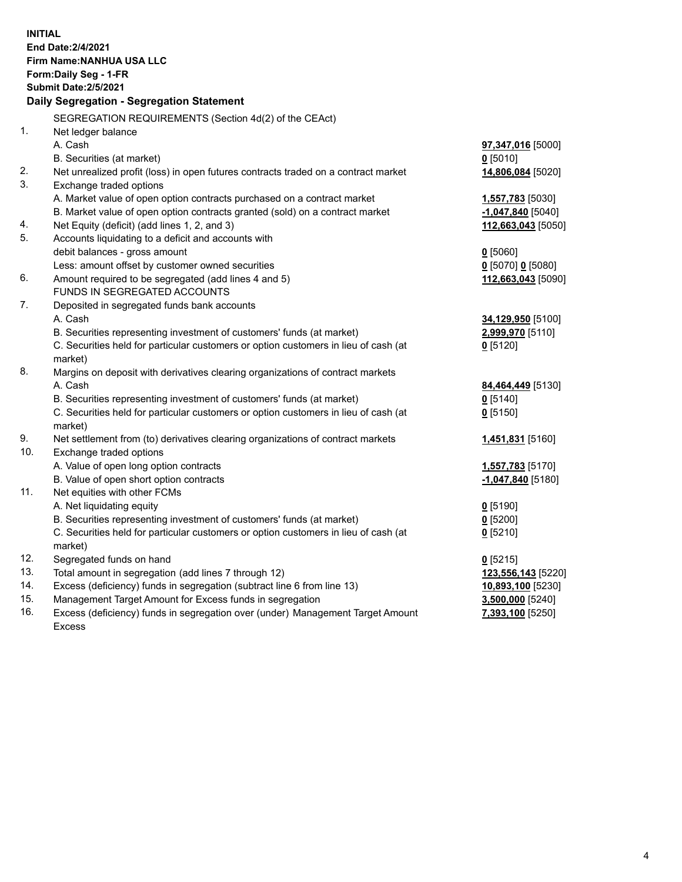**INITIAL**
**End Date:2/4/2021**
**Firm Name:NANHUA USA LLC**
**Form:Daily Seg - 1-FR**
**Submit Date:2/5/2021**

**Daily Segregation - Segregation Statement**

SEGREGATION REQUIREMENTS (Section 4d(2) of the CEAct)

| | | |
|---|---|---|
| 1. | Net ledger balance | |
| | A. Cash | **97,347,016** [5000] |
| | B. Securities (at market) | **0** [5010] |
| 2. | Net unrealized profit (loss) in open futures contracts traded on a contract market | **14,806,084** [5020] |
| 3. | Exchange traded options | |
| | A. Market value of open option contracts purchased on a contract market | **1,557,783** [5030] |
| | B. Market value of open option contracts granted (sold) on a contract market | **-1,047,840** [5040] |
| 4. | Net Equity (deficit) (add lines 1, 2, and 3) | **112,663,043** [5050] |
| 5. | Accounts liquidating to a deficit and accounts with debit balances - gross amount | **0** [5060] |
| | Less: amount offset by customer owned securities | **0** [5070] **0** [5080] |
| 6. | Amount required to be segregated (add lines 4 and 5) | **112,663,043** [5090] |
| | FUNDS IN SEGREGATED ACCOUNTS | |
| 7. | Deposited in segregated funds bank accounts | |
| | A. Cash | **34,129,950** [5100] |
| | B. Securities representing investment of customers' funds (at market) | **2,999,970** [5110] |
| | C. Securities held for particular customers or option customers in lieu of cash (at market) | **0** [5120] |
| 8. | Margins on deposit with derivatives clearing organizations of contract markets | |
| | A. Cash | **84,464,449** [5130] |
| | B. Securities representing investment of customers' funds (at market) | **0** [5140] |
| | C. Securities held for particular customers or option customers in lieu of cash (at market) | **0** [5150] |
| 9. | Net settlement from (to) derivatives clearing organizations of contract markets | **1,451,831** [5160] |
| 10. | Exchange traded options | |
| | A. Value of open long option contracts | **1,557,783** [5170] |
| | B. Value of open short option contracts | **-1,047,840** [5180] |
| 11. | Net equities with other FCMs | |
| | A. Net liquidating equity | **0** [5190] |
| | B. Securities representing investment of customers' funds (at market) | **0** [5200] |
| | C. Securities held for particular customers or option customers in lieu of cash (at market) | **0** [5210] |
| 12. | Segregated funds on hand | **0** [5215] |
| 13. | Total amount in segregation (add lines 7 through 12) | **123,556,143** [5220] |
| 14. | Excess (deficiency) funds in segregation (subtract line 6 from line 13) | **10,893,100** [5230] |
| 15. | Management Target Amount for Excess funds in segregation | **3,500,000** [5240] |
| 16. | Excess (deficiency) funds in segregation over (under) Management Target Amount Excess | **7,393,100** [5250] |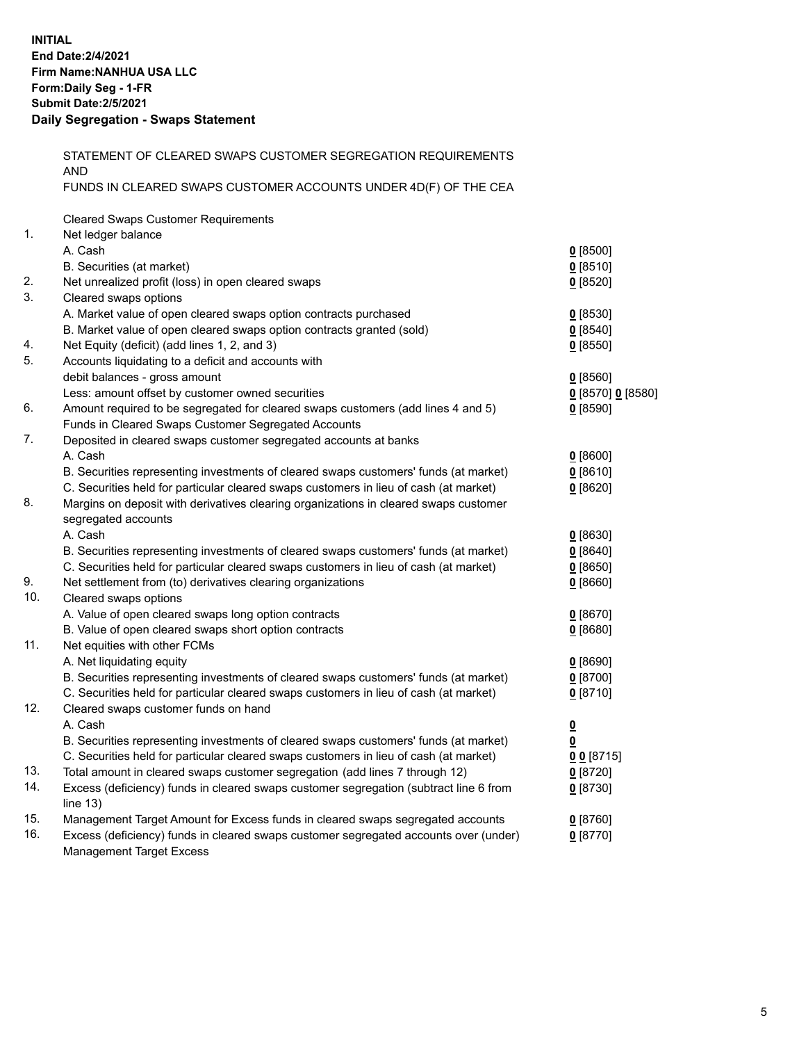**INITIAL**
**End Date:2/4/2021**
**Firm Name:NANHUA USA LLC**
**Form:Daily Seg - 1-FR**
**Submit Date:2/5/2021**
**Daily Segregation - Swaps Statement**

STATEMENT OF CLEARED SWAPS CUSTOMER SEGREGATION REQUIREMENTS AND
FUNDS IN CLEARED SWAPS CUSTOMER ACCOUNTS UNDER 4D(F) OF THE CEA

| | | |
|---|---|---|
| | Cleared Swaps Customer Requirements | |
| 1. | Net ledger balance | |
| | A. Cash | 0 [8500] |
| | B. Securities (at market) | 0 [8510] |
| 2. | Net unrealized profit (loss) in open cleared swaps | 0 [8520] |
| 3. | Cleared swaps options | |
| | A. Market value of open cleared swaps option contracts purchased | 0 [8530] |
| | B. Market value of open cleared swaps option contracts granted (sold) | 0 [8540] |
| 4. | Net Equity (deficit) (add lines 1, 2, and 3) | 0 [8550] |
| 5. | Accounts liquidating to a deficit and accounts with debit balances - gross amount | 0 [8560] |
| | Less: amount offset by customer owned securities | 0 [8570] 0 [8580] |
| 6. | Amount required to be segregated for cleared swaps customers (add lines 4 and 5) | 0 [8590] |
| | Funds in Cleared Swaps Customer Segregated Accounts | |
| 7. | Deposited in cleared swaps customer segregated accounts at banks | |
| | A. Cash | 0 [8600] |
| | B. Securities representing investments of cleared swaps customers' funds (at market) | 0 [8610] |
| | C. Securities held for particular cleared swaps customers in lieu of cash (at market) | 0 [8620] |
| 8. | Margins on deposit with derivatives clearing organizations in cleared swaps customer segregated accounts | |
| | A. Cash | 0 [8630] |
| | B. Securities representing investments of cleared swaps customers' funds (at market) | 0 [8640] |
| | C. Securities held for particular cleared swaps customers in lieu of cash (at market) | 0 [8650] |
| 9. | Net settlement from (to) derivatives clearing organizations | 0 [8660] |
| 10. | Cleared swaps options | |
| | A. Value of open cleared swaps long option contracts | 0 [8670] |
| | B. Value of open cleared swaps short option contracts | 0 [8680] |
| 11. | Net equities with other FCMs | |
| | A. Net liquidating equity | 0 [8690] |
| | B. Securities representing investments of cleared swaps customers' funds (at market) | 0 [8700] |
| | C. Securities held for particular cleared swaps customers in lieu of cash (at market) | 0 [8710] |
| 12. | Cleared swaps customer funds on hand | |
| | A. Cash | 0 |
| | B. Securities representing investments of cleared swaps customers' funds (at market) | 0 |
| | C. Securities held for particular cleared swaps customers in lieu of cash (at market) | 0 0 [8715] |
| 13. | Total amount in cleared swaps customer segregation (add lines 7 through 12) | 0 [8720] |
| 14. | Excess (deficiency) funds in cleared swaps customer segregation (subtract line 6 from line 13) | 0 [8730] |
| 15. | Management Target Amount for Excess funds in cleared swaps segregated accounts | 0 [8760] |
| 16. | Excess (deficiency) funds in cleared swaps customer segregated accounts over (under) Management Target Excess | 0 [8770] |